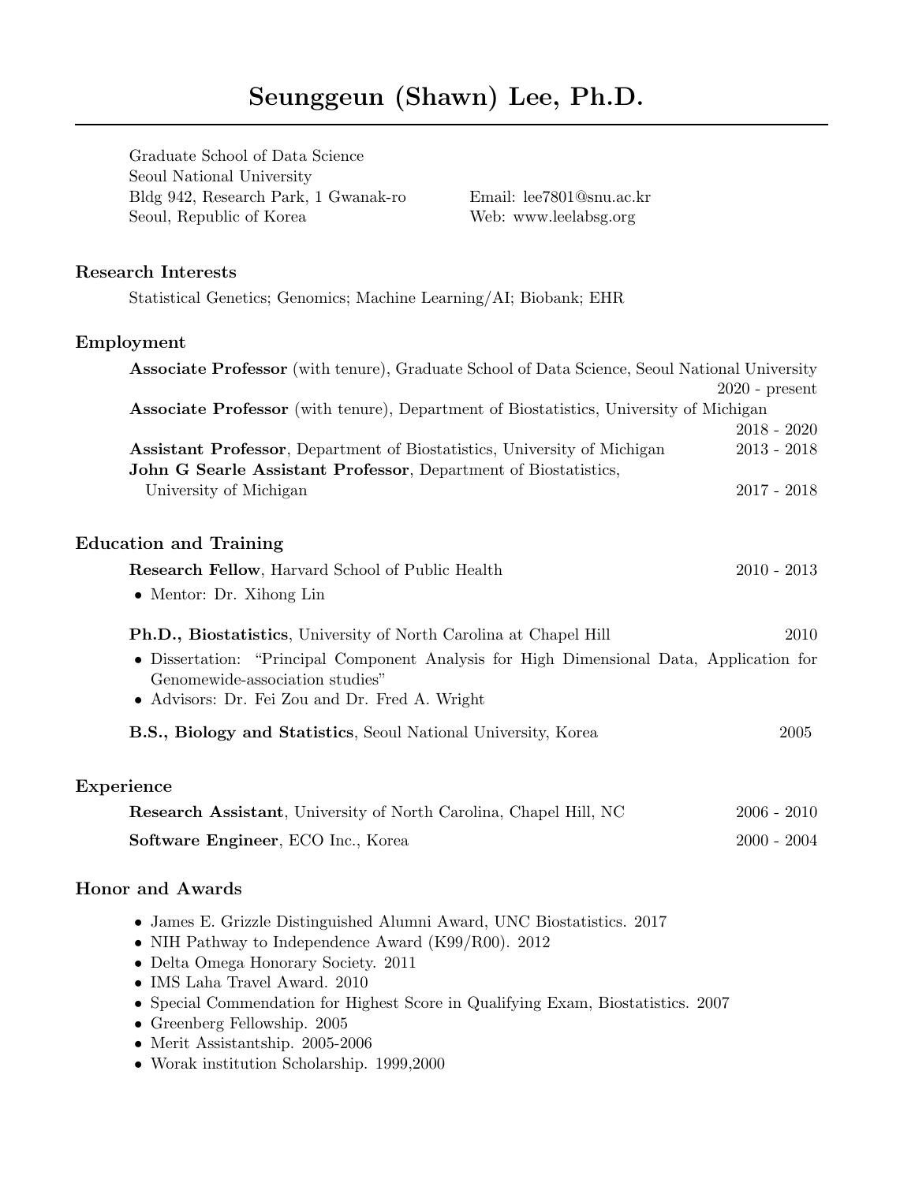# Seunggeun (Shawn) Lee, Ph.D.

Graduate School of Data Science
Seoul National University
Bldg 942, Research Park, 1 Gwanak-ro
Seoul, Republic of Korea

Email: lee7801@snu.ac.kr
Web: www.leelabsg.org

## Research Interests

Statistical Genetics; Genomics; Machine Learning/AI; Biobank; EHR

## Employment

**Associate Professor** (with tenure), Graduate School of Data Science, Seoul National University — 2020 - present

**Associate Professor** (with tenure), Department of Biostatistics, University of Michigan — 2018 - 2020

**Assistant Professor**, Department of Biostatistics, University of Michigan — 2013 - 2018

**John G Searle Assistant Professor**, Department of Biostatistics, University of Michigan — 2017 - 2018

## Education and Training

**Research Fellow**, Harvard School of Public Health — 2010 - 2013

- Mentor: Dr. Xihong Lin

**Ph.D., Biostatistics**, University of North Carolina at Chapel Hill — 2010

- Dissertation: "Principal Component Analysis for High Dimensional Data, Application for Genomewide-association studies"
- Advisors: Dr. Fei Zou and Dr. Fred A. Wright

**B.S., Biology and Statistics**, Seoul National University, Korea — 2005

## Experience

**Research Assistant**, University of North Carolina, Chapel Hill, NC — 2006 - 2010

**Software Engineer**, ECO Inc., Korea — 2000 - 2004

## Honor and Awards

- James E. Grizzle Distinguished Alumni Award, UNC Biostatistics. 2017
- NIH Pathway to Independence Award (K99/R00). 2012
- Delta Omega Honorary Society. 2011
- IMS Laha Travel Award. 2010
- Special Commendation for Highest Score in Qualifying Exam, Biostatistics. 2007
- Greenberg Fellowship. 2005
- Merit Assistantship. 2005-2006
- Worak institution Scholarship. 1999,2000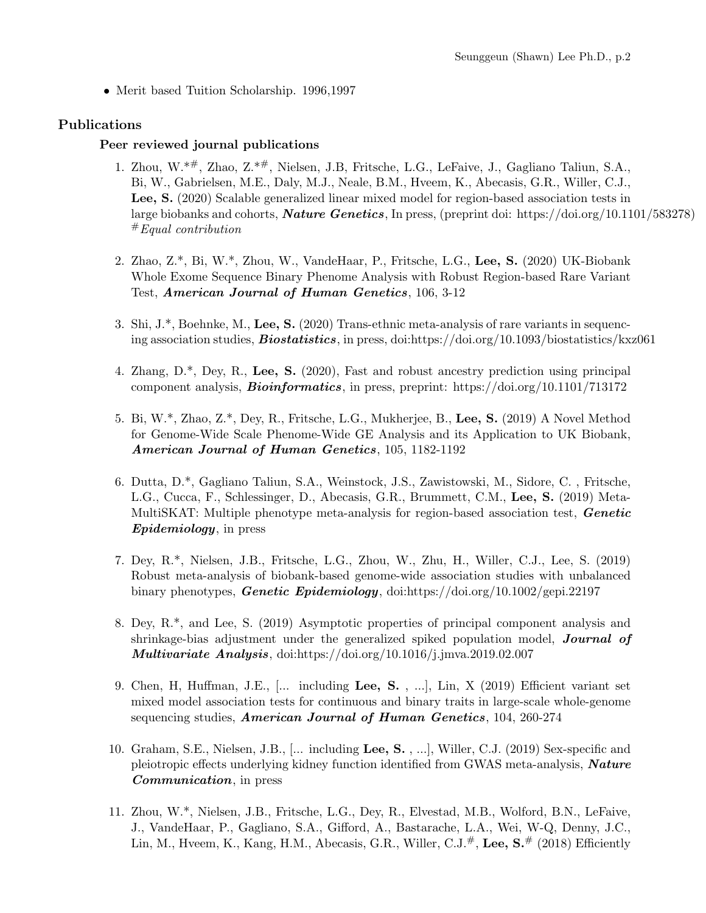- Merit based Tuition Scholarship. 1996,1997

## Publications

### Peer reviewed journal publications

1. Zhou, W.*#, Zhao, Z.*#, Nielsen, J.B, Fritsche, L.G., LeFaive, J., Gagliano Taliun, S.A., Bi, W., Gabrielsen, M.E., Daly, M.J., Neale, B.M., Hveem, K., Abecasis, G.R., Willer, C.J., **Lee, S.** (2020) Scalable generalized linear mixed model for region-based association tests in large biobanks and cohorts, ***Nature Genetics***, In press, (preprint doi: https://doi.org/10.1101/583278) #*Equal contribution*

2. Zhao, Z.*, Bi, W.*, Zhou, W., VandeHaar, P., Fritsche, L.G., **Lee, S.** (2020) UK-Biobank Whole Exome Sequence Binary Phenome Analysis with Robust Region-based Rare Variant Test, ***American Journal of Human Genetics***, 106, 3-12

3. Shi, J.*, Boehnke, M., **Lee, S.** (2020) Trans-ethnic meta-analysis of rare variants in sequencing association studies, ***Biostatistics***, in press, doi:https://doi.org/10.1093/biostatistics/kxz061

4. Zhang, D.*, Dey, R., **Lee, S.** (2020), Fast and robust ancestry prediction using principal component analysis, ***Bioinformatics***, in press, preprint: https://doi.org/10.1101/713172

5. Bi, W.*, Zhao, Z.*, Dey, R., Fritsche, L.G., Mukherjee, B., **Lee, S.** (2019) A Novel Method for Genome-Wide Scale Phenome-Wide GE Analysis and its Application to UK Biobank, ***American Journal of Human Genetics***, 105, 1182-1192

6. Dutta, D.*, Gagliano Taliun, S.A., Weinstock, J.S., Zawistowski, M., Sidore, C. , Fritsche, L.G., Cucca, F., Schlessinger, D., Abecasis, G.R., Brummett, C.M., **Lee, S.** (2019) Meta-MultiSKAT: Multiple phenotype meta-analysis for region-based association test, ***Genetic Epidemiology***, in press

7. Dey, R.*, Nielsen, J.B., Fritsche, L.G., Zhou, W., Zhu, H., Willer, C.J., Lee, S. (2019) Robust meta-analysis of biobank-based genome-wide association studies with unbalanced binary phenotypes, ***Genetic Epidemiology***, doi:https://doi.org/10.1002/gepi.22197

8. Dey, R.*, and Lee, S. (2019) Asymptotic properties of principal component analysis and shrinkage-bias adjustment under the generalized spiked population model, ***Journal of Multivariate Analysis***, doi:https://doi.org/10.1016/j.jmva.2019.02.007

9. Chen, H, Huffman, J.E., [... including **Lee, S.** , ...], Lin, X (2019) Efficient variant set mixed model association tests for continuous and binary traits in large-scale whole-genome sequencing studies, ***American Journal of Human Genetics***, 104, 260-274

10. Graham, S.E., Nielsen, J.B., [... including **Lee, S.** , ...], Willer, C.J. (2019) Sex-specific and pleiotropic effects underlying kidney function identified from GWAS meta-analysis, ***Nature Communication***, in press

11. Zhou, W.*, Nielsen, J.B., Fritsche, L.G., Dey, R., Elvestad, M.B., Wolford, B.N., LeFaive, J., VandeHaar, P., Gagliano, S.A., Gifford, A., Bastarache, L.A., Wei, W-Q, Denny, J.C., Lin, M., Hveem, K., Kang, H.M., Abecasis, G.R., Willer, C.J.#, **Lee, S.**# (2018) Efficiently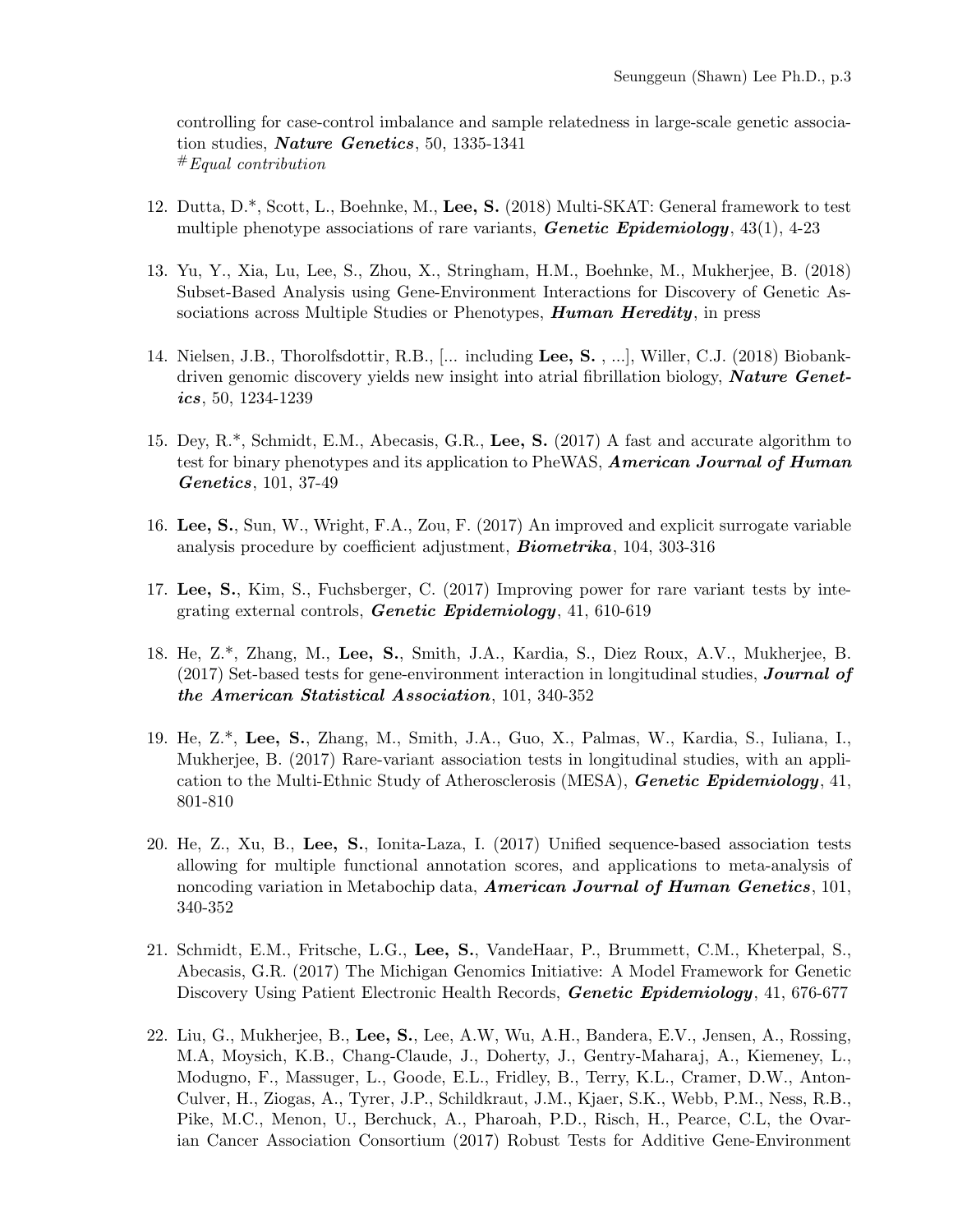controlling for case-control imbalance and sample relatedness in large-scale genetic association studies, ***Nature Genetics***, 50, 1335-1341
[#]*Equal contribution*

12. Dutta, D.*, Scott, L., Boehnke, M., **Lee, S.** (2018) Multi-SKAT: General framework to test multiple phenotype associations of rare variants, ***Genetic Epidemiology***, 43(1), 4-23

13. Yu, Y., Xia, Lu, Lee, S., Zhou, X., Stringham, H.M., Boehnke, M., Mukherjee, B. (2018) Subset-Based Analysis using Gene-Environment Interactions for Discovery of Genetic Associations across Multiple Studies or Phenotypes, ***Human Heredity***, in press

14. Nielsen, J.B., Thorolfsdottir, R.B., [... including **Lee, S.** , ...], Willer, C.J. (2018) Biobank-driven genomic discovery yields new insight into atrial fibrillation biology, ***Nature Genetics***, 50, 1234-1239

15. Dey, R.*, Schmidt, E.M., Abecasis, G.R., **Lee, S.** (2017) A fast and accurate algorithm to test for binary phenotypes and its application to PheWAS, ***American Journal of Human Genetics***, 101, 37-49

16. **Lee, S.**, Sun, W., Wright, F.A., Zou, F. (2017) An improved and explicit surrogate variable analysis procedure by coefficient adjustment, ***Biometrika***, 104, 303-316

17. **Lee, S.**, Kim, S., Fuchsberger, C. (2017) Improving power for rare variant tests by integrating external controls, ***Genetic Epidemiology***, 41, 610-619

18. He, Z.*, Zhang, M., **Lee, S.**, Smith, J.A., Kardia, S., Diez Roux, A.V., Mukherjee, B. (2017) Set-based tests for gene-environment interaction in longitudinal studies, ***Journal of the American Statistical Association***, 101, 340-352

19. He, Z.*, **Lee, S.**, Zhang, M., Smith, J.A., Guo, X., Palmas, W., Kardia, S., Iuliana, I., Mukherjee, B. (2017) Rare-variant association tests in longitudinal studies, with an application to the Multi-Ethnic Study of Atherosclerosis (MESA), ***Genetic Epidemiology***, 41, 801-810

20. He, Z., Xu, B., **Lee, S.**, Ionita-Laza, I. (2017) Unified sequence-based association tests allowing for multiple functional annotation scores, and applications to meta-analysis of noncoding variation in Metabochip data, ***American Journal of Human Genetics***, 101, 340-352

21. Schmidt, E.M., Fritsche, L.G., **Lee, S.**, VandeHaar, P., Brummett, C.M., Kheterpal, S., Abecasis, G.R. (2017) The Michigan Genomics Initiative: A Model Framework for Genetic Discovery Using Patient Electronic Health Records, ***Genetic Epidemiology***, 41, 676-677

22. Liu, G., Mukherjee, B., **Lee, S.**, Lee, A.W, Wu, A.H., Bandera, E.V., Jensen, A., Rossing, M.A, Moysich, K.B., Chang-Claude, J., Doherty, J., Gentry-Maharaj, A., Kiemeney, L., Modugno, F., Massuger, L., Goode, E.L., Fridley, B., Terry, K.L., Cramer, D.W., Anton-Culver, H., Ziogas, A., Tyrer, J.P., Schildkraut, J.M., Kjaer, S.K., Webb, P.M., Ness, R.B., Pike, M.C., Menon, U., Berchuck, A., Pharoah, P.D., Risch, H., Pearce, C.L, the Ovarian Cancer Association Consortium (2017) Robust Tests for Additive Gene-Environment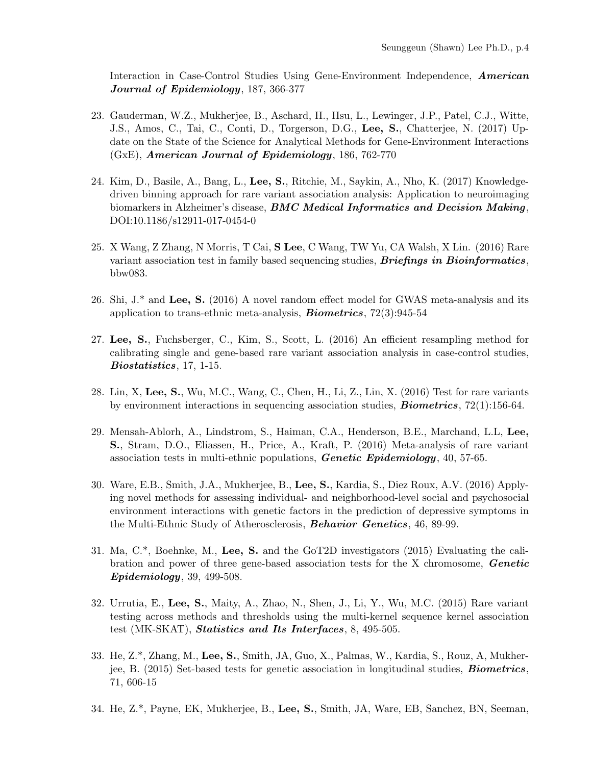Interaction in Case-Control Studies Using Gene-Environment Independence, ***American Journal of Epidemiology***, 187, 366-377

23. Gauderman, W.Z., Mukherjee, B., Aschard, H., Hsu, L., Lewinger, J.P., Patel, C.J., Witte, J.S., Amos, C., Tai, C., Conti, D., Torgerson, D.G., **Lee, S.**, Chatterjee, N. (2017) Update on the State of the Science for Analytical Methods for Gene-Environment Interactions (GxE), ***American Journal of Epidemiology***, 186, 762-770

24. Kim, D., Basile, A., Bang, L., **Lee, S.**, Ritchie, M., Saykin, A., Nho, K. (2017) Knowledge-driven binning approach for rare variant association analysis: Application to neuroimaging biomarkers in Alzheimer's disease, ***BMC Medical Informatics and Decision Making***, DOI:10.1186/s12911-017-0454-0

25. X Wang, Z Zhang, N Morris, T Cai, **S Lee**, C Wang, TW Yu, CA Walsh, X Lin. (2016) Rare variant association test in family based sequencing studies, ***Briefings in Bioinformatics***, bbw083.

26. Shi, J.* and **Lee, S.** (2016) A novel random effect model for GWAS meta-analysis and its application to trans-ethnic meta-analysis, ***Biometrics***, 72(3):945-54

27. **Lee, S.**, Fuchsberger, C., Kim, S., Scott, L. (2016) An efficient resampling method for calibrating single and gene-based rare variant association analysis in case-control studies, ***Biostatistics***, 17, 1-15.

28. Lin, X, **Lee, S.**, Wu, M.C., Wang, C., Chen, H., Li, Z., Lin, X. (2016) Test for rare variants by environment interactions in sequencing association studies, ***Biometrics***, 72(1):156-64.

29. Mensah-Ablorh, A., Lindstrom, S., Haiman, C.A., Henderson, B.E., Marchand, L.L, **Lee, S.**, Stram, D.O., Eliassen, H., Price, A., Kraft, P. (2016) Meta-analysis of rare variant association tests in multi-ethnic populations, ***Genetic Epidemiology***, 40, 57-65.

30. Ware, E.B., Smith, J.A., Mukherjee, B., **Lee, S.**, Kardia, S., Diez Roux, A.V. (2016) Applying novel methods for assessing individual- and neighborhood-level social and psychosocial environment interactions with genetic factors in the prediction of depressive symptoms in the Multi-Ethnic Study of Atherosclerosis, ***Behavior Genetics***, 46, 89-99.

31. Ma, C.*, Boehnke, M., **Lee, S.** and the GoT2D investigators (2015) Evaluating the calibration and power of three gene-based association tests for the X chromosome, ***Genetic Epidemiology***, 39, 499-508.

32. Urrutia, E., **Lee, S.**, Maity, A., Zhao, N., Shen, J., Li, Y., Wu, M.C. (2015) Rare variant testing across methods and thresholds using the multi-kernel sequence kernel association test (MK-SKAT), ***Statistics and Its Interfaces***, 8, 495-505.

33. He, Z.*, Zhang, M., **Lee, S.**, Smith, JA, Guo, X., Palmas, W., Kardia, S., Rouz, A, Mukherjee, B. (2015) Set-based tests for genetic association in longitudinal studies, ***Biometrics***, 71, 606-15

34. He, Z.*, Payne, EK, Mukherjee, B., **Lee, S.**, Smith, JA, Ware, EB, Sanchez, BN, Seeman,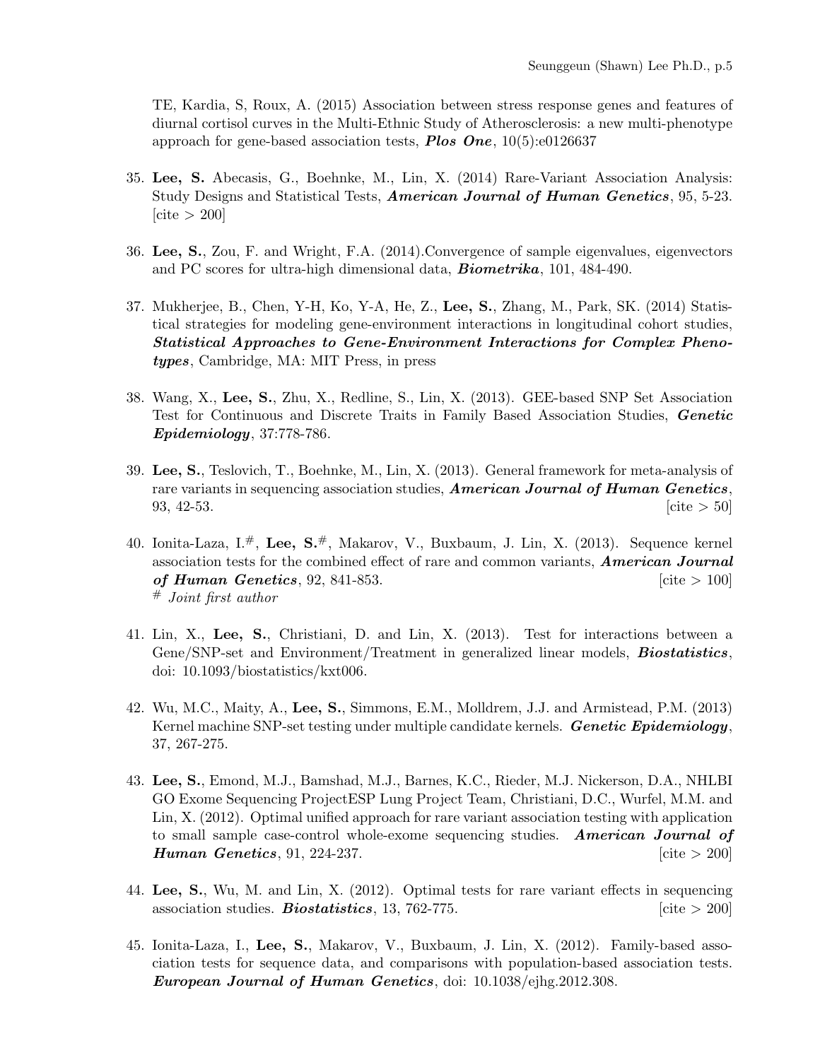TE, Kardia, S, Roux, A. (2015) Association between stress response genes and features of diurnal cortisol curves in the Multi-Ethnic Study of Atherosclerosis: a new multi-phenotype approach for gene-based association tests, ***Plos One***, 10(5):e0126637

35. **Lee, S.** Abecasis, G., Boehnke, M., Lin, X. (2014) Rare-Variant Association Analysis: Study Designs and Statistical Tests, ***American Journal of Human Genetics***, 95, 5-23. [cite > 200]

36. **Lee, S.**, Zou, F. and Wright, F.A. (2014).Convergence of sample eigenvalues, eigenvectors and PC scores for ultra-high dimensional data, ***Biometrika***, 101, 484-490.

37. Mukherjee, B., Chen, Y-H, Ko, Y-A, He, Z., **Lee, S.**, Zhang, M., Park, SK. (2014) Statistical strategies for modeling gene-environment interactions in longitudinal cohort studies, ***Statistical Approaches to Gene-Environment Interactions for Complex Phenotypes***, Cambridge, MA: MIT Press, in press

38. Wang, X., **Lee, S.**, Zhu, X., Redline, S., Lin, X. (2013). GEE-based SNP Set Association Test for Continuous and Discrete Traits in Family Based Association Studies, ***Genetic Epidemiology***, 37:778-786.

39. **Lee, S.**, Teslovich, T., Boehnke, M., Lin, X. (2013). General framework for meta-analysis of rare variants in sequencing association studies, ***American Journal of Human Genetics***, 93, 42-53. [cite > 50]

40. Ionita-Laza, I.[#], **Lee, S.**[#], Makarov, V., Buxbaum, J. Lin, X. (2013). Sequence kernel association tests for the combined effect of rare and common variants, ***American Journal of Human Genetics***, 92, 841-853. [cite > 100]
[#] *Joint first author*

41. Lin, X., **Lee, S.**, Christiani, D. and Lin, X. (2013). Test for interactions between a Gene/SNP-set and Environment/Treatment in generalized linear models, ***Biostatistics***, doi: 10.1093/biostatistics/kxt006.

42. Wu, M.C., Maity, A., **Lee, S.**, Simmons, E.M., Molldrem, J.J. and Armistead, P.M. (2013) Kernel machine SNP-set testing under multiple candidate kernels. ***Genetic Epidemiology***, 37, 267-275.

43. **Lee, S.**, Emond, M.J., Bamshad, M.J., Barnes, K.C., Rieder, M.J. Nickerson, D.A., NHLBI GO Exome Sequencing ProjectESP Lung Project Team, Christiani, D.C., Wurfel, M.M. and Lin, X. (2012). Optimal unified approach for rare variant association testing with application to small sample case-control whole-exome sequencing studies. ***American Journal of Human Genetics***, 91, 224-237. [cite > 200]

44. **Lee, S.**, Wu, M. and Lin, X. (2012). Optimal tests for rare variant effects in sequencing association studies. ***Biostatistics***, 13, 762-775. [cite > 200]

45. Ionita-Laza, I., **Lee, S.**, Makarov, V., Buxbaum, J. Lin, X. (2012). Family-based association tests for sequence data, and comparisons with population-based association tests. ***European Journal of Human Genetics***, doi: 10.1038/ejhg.2012.308.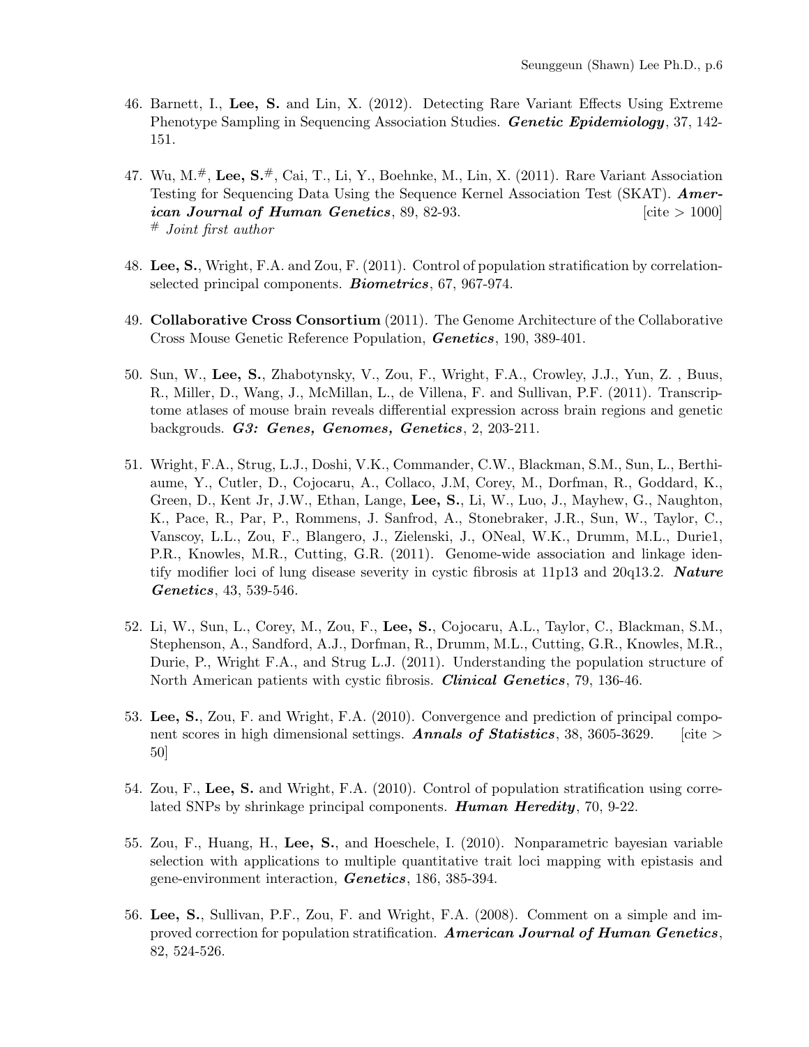46. Barnett, I., **Lee, S.** and Lin, X. (2012). Detecting Rare Variant Effects Using Extreme Phenotype Sampling in Sequencing Association Studies. ***Genetic Epidemiology***, 37, 142-151.

47. Wu, M.[#], **Lee, S.**[#], Cai, T., Li, Y., Boehnke, M., Lin, X. (2011). Rare Variant Association Testing for Sequencing Data Using the Sequence Kernel Association Test (SKAT). ***American Journal of Human Genetics***, 89, 82-93. [cite > 1000]
[#] *Joint first author*

48. **Lee, S.**, Wright, F.A. and Zou, F. (2011). Control of population stratification by correlation-selected principal components. ***Biometrics***, 67, 967-974.

49. **Collaborative Cross Consortium** (2011). The Genome Architecture of the Collaborative Cross Mouse Genetic Reference Population, ***Genetics***, 190, 389-401.

50. Sun, W., **Lee, S.**, Zhabotynsky, V., Zou, F., Wright, F.A., Crowley, J.J., Yun, Z. , Buus, R., Miller, D., Wang, J., McMillan, L., de Villena, F. and Sullivan, P.F. (2011). Transcriptome atlases of mouse brain reveals differential expression across brain regions and genetic backgrouds. ***G3: Genes, Genomes, Genetics***, 2, 203-211.

51. Wright, F.A., Strug, L.J., Doshi, V.K., Commander, C.W., Blackman, S.M., Sun, L., Berthiaume, Y., Cutler, D., Cojocaru, A., Collaco, J.M, Corey, M., Dorfman, R., Goddard, K., Green, D., Kent Jr, J.W., Ethan, Lange, **Lee, S.**, Li, W., Luo, J., Mayhew, G., Naughton, K., Pace, R., Par, P., Rommens, J. Sanfrod, A., Stonebraker, J.R., Sun, W., Taylor, C., Vanscoy, L.L., Zou, F., Blangero, J., Zielenski, J., ONeal, W.K., Drumm, M.L., Durie1, P.R., Knowles, M.R., Cutting, G.R. (2011). Genome-wide association and linkage identify modifier loci of lung disease severity in cystic fibrosis at 11p13 and 20q13.2. ***Nature Genetics***, 43, 539-546.

52. Li, W., Sun, L., Corey, M., Zou, F., **Lee, S.**, Cojocaru, A.L., Taylor, C., Blackman, S.M., Stephenson, A., Sandford, A.J., Dorfman, R., Drumm, M.L., Cutting, G.R., Knowles, M.R., Durie, P., Wright F.A., and Strug L.J. (2011). Understanding the population structure of North American patients with cystic fibrosis. ***Clinical Genetics***, 79, 136-46.

53. **Lee, S.**, Zou, F. and Wright, F.A. (2010). Convergence and prediction of principal component scores in high dimensional settings. ***Annals of Statistics***, 38, 3605-3629. [cite > 50]

54. Zou, F., **Lee, S.** and Wright, F.A. (2010). Control of population stratification using correlated SNPs by shrinkage principal components. ***Human Heredity***, 70, 9-22.

55. Zou, F., Huang, H., **Lee, S.**, and Hoeschele, I. (2010). Nonparametric bayesian variable selection with applications to multiple quantitative trait loci mapping with epistasis and gene-environment interaction, ***Genetics***, 186, 385-394.

56. **Lee, S.**, Sullivan, P.F., Zou, F. and Wright, F.A. (2008). Comment on a simple and improved correction for population stratification. ***American Journal of Human Genetics***, 82, 524-526.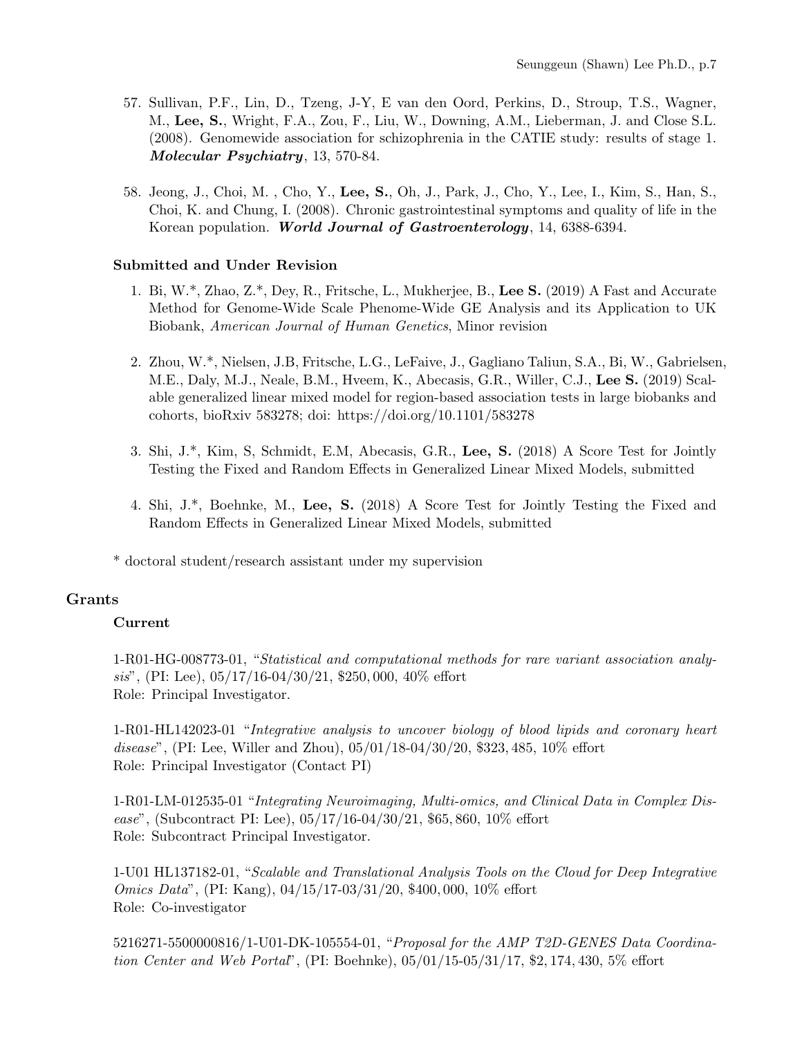57. Sullivan, P.F., Lin, D., Tzeng, J-Y, E van den Oord, Perkins, D., Stroup, T.S., Wagner, M., **Lee, S.**, Wright, F.A., Zou, F., Liu, W., Downing, A.M., Lieberman, J. and Close S.L. (2008). Genomewide association for schizophrenia in the CATIE study: results of stage 1. ***Molecular Psychiatry***, 13, 570-84.

58. Jeong, J., Choi, M. , Cho, Y., **Lee, S.**, Oh, J., Park, J., Cho, Y., Lee, I., Kim, S., Han, S., Choi, K. and Chung, I. (2008). Chronic gastrointestinal symptoms and quality of life in the Korean population. ***World Journal of Gastroenterology***, 14, 6388-6394.

### Submitted and Under Revision

1. Bi, W.*, Zhao, Z.*, Dey, R., Fritsche, L., Mukherjee, B., **Lee S.** (2019) A Fast and Accurate Method for Genome-Wide Scale Phenome-Wide GE Analysis and its Application to UK Biobank, *American Journal of Human Genetics*, Minor revision

2. Zhou, W.*, Nielsen, J.B, Fritsche, L.G., LeFaive, J., Gagliano Taliun, S.A., Bi, W., Gabrielsen, M.E., Daly, M.J., Neale, B.M., Hveem, K., Abecasis, G.R., Willer, C.J., **Lee S.** (2019) Scalable generalized linear mixed model for region-based association tests in large biobanks and cohorts, bioRxiv 583278; doi: https://doi.org/10.1101/583278

3. Shi, J.*, Kim, S, Schmidt, E.M, Abecasis, G.R., **Lee, S.** (2018) A Score Test for Jointly Testing the Fixed and Random Effects in Generalized Linear Mixed Models, submitted

4. Shi, J.*, Boehnke, M., **Lee, S.** (2018) A Score Test for Jointly Testing the Fixed and Random Effects in Generalized Linear Mixed Models, submitted

\* doctoral student/research assistant under my supervision

## Grants

### Current

1-R01-HG-008773-01, "*Statistical and computational methods for rare variant association analysis*", (PI: Lee), 05/17/16-04/30/21, $250,000, 40% effort
Role: Principal Investigator.

1-R01-HL142023-01 "*Integrative analysis to uncover biology of blood lipids and coronary heart disease*", (PI: Lee, Willer and Zhou), 05/01/18-04/30/20, $323,485, 10% effort
Role: Principal Investigator (Contact PI)

1-R01-LM-012535-01 "*Integrating Neuroimaging, Multi-omics, and Clinical Data in Complex Disease*", (Subcontract PI: Lee), 05/17/16-04/30/21, $65,860, 10% effort
Role: Subcontract Principal Investigator.

1-U01 HL137182-01, "*Scalable and Translational Analysis Tools on the Cloud for Deep Integrative Omics Data*", (PI: Kang), 04/15/17-03/31/20, $400,000, 10% effort
Role: Co-investigator

5216271-5500000816/1-U01-DK-105554-01, "*Proposal for the AMP T2D-GENES Data Coordination Center and Web Portal*", (PI: Boehnke), 05/01/15-05/31/17, $2,174,430, 5% effort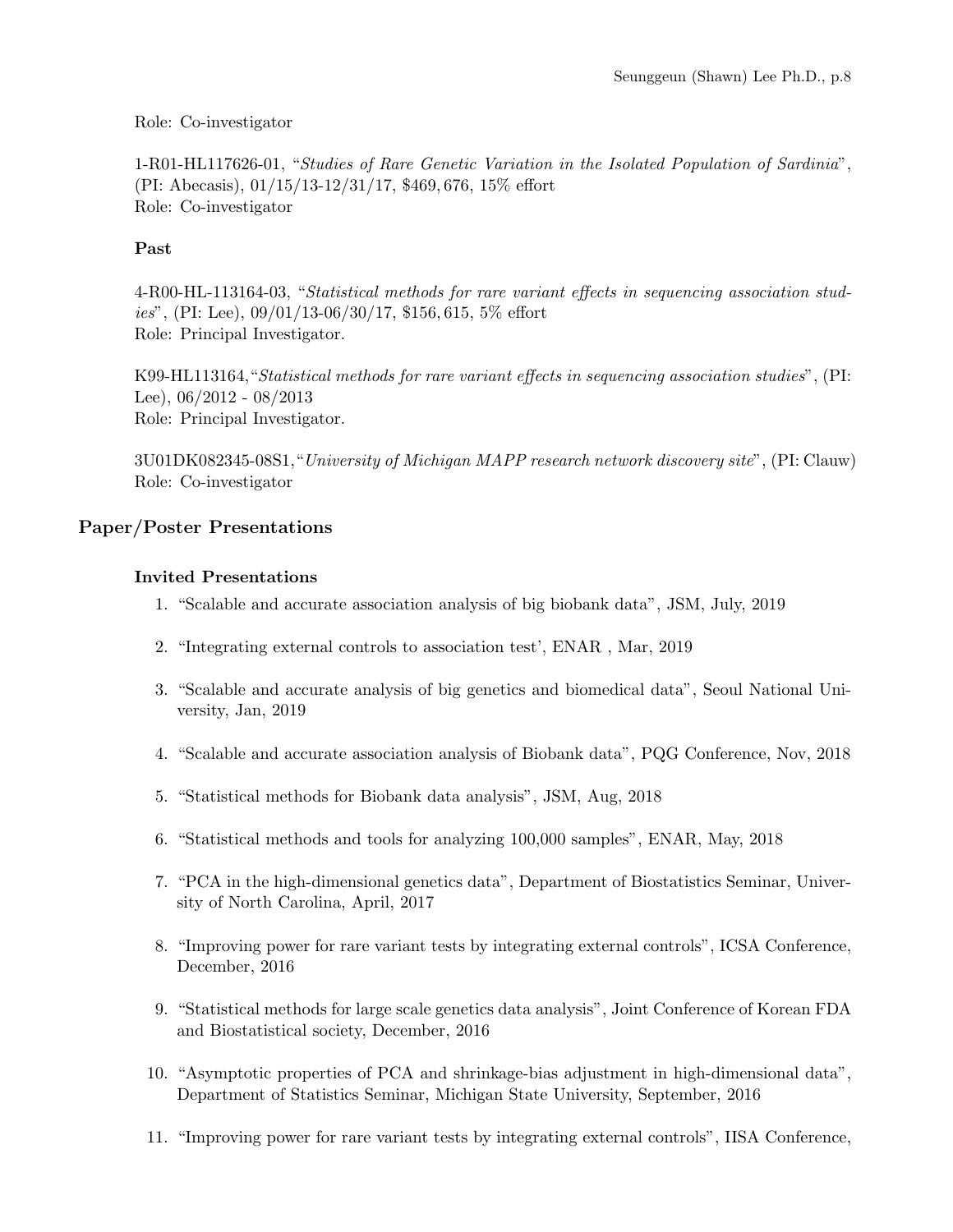Role: Co-investigator

1-R01-HL117626-01, "*Studies of Rare Genetic Variation in the Isolated Population of Sardinia*", (PI: Abecasis), 01/15/13-12/31/17, $469,676, 15% effort
Role: Co-investigator

**Past**

4-R00-HL-113164-03, "*Statistical methods for rare variant effects in sequencing association studies*", (PI: Lee), 09/01/13-06/30/17, $156,615, 5% effort
Role: Principal Investigator.

K99-HL113164, "*Statistical methods for rare variant effects in sequencing association studies*", (PI: Lee), 06/2012 - 08/2013
Role: Principal Investigator.

3U01DK082345-08S1, "*University of Michigan MAPP research network discovery site*", (PI: Clauw)
Role: Co-investigator

## Paper/Poster Presentations

### Invited Presentations

1. "Scalable and accurate association analysis of big biobank data", JSM, July, 2019
2. "Integrating external controls to association test', ENAR , Mar, 2019
3. "Scalable and accurate analysis of big genetics and biomedical data", Seoul National University, Jan, 2019
4. "Scalable and accurate association analysis of Biobank data", PQG Conference, Nov, 2018
5. "Statistical methods for Biobank data analysis", JSM, Aug, 2018
6. "Statistical methods and tools for analyzing 100,000 samples", ENAR, May, 2018
7. "PCA in the high-dimensional genetics data", Department of Biostatistics Seminar, University of North Carolina, April, 2017
8. "Improving power for rare variant tests by integrating external controls", ICSA Conference, December, 2016
9. "Statistical methods for large scale genetics data analysis", Joint Conference of Korean FDA and Biostatistical society, December, 2016
10. "Asymptotic properties of PCA and shrinkage-bias adjustment in high-dimensional data", Department of Statistics Seminar, Michigan State University, September, 2016
11. "Improving power for rare variant tests by integrating external controls", IISA Conference,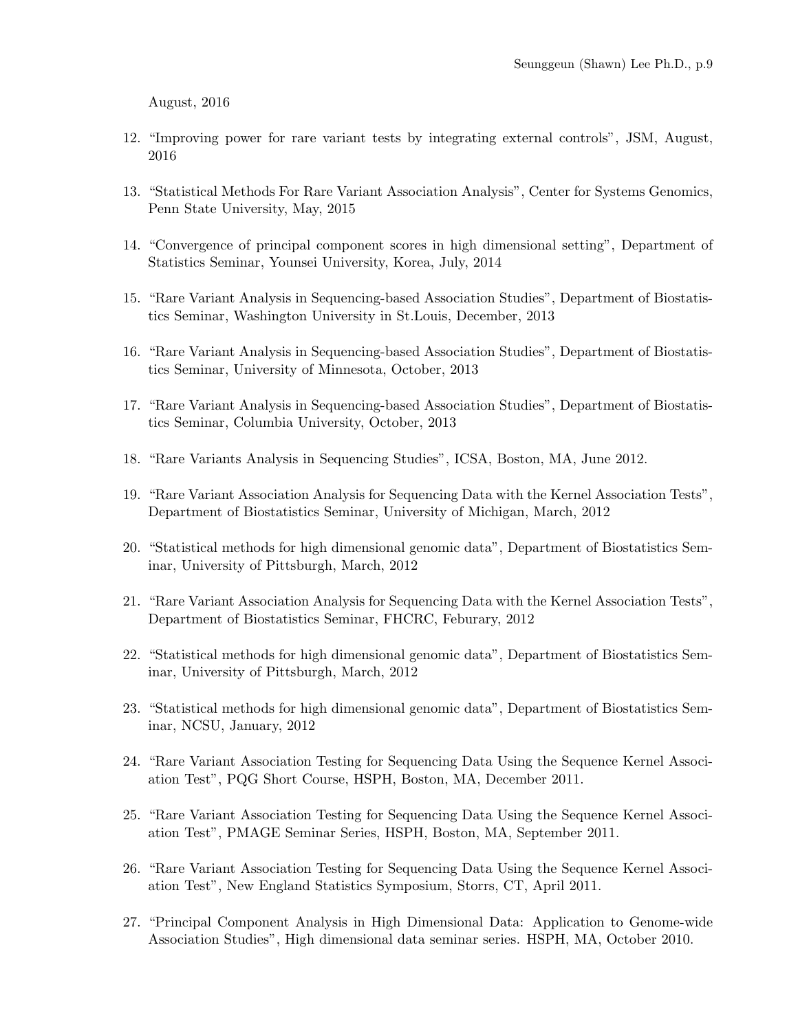August, 2016

12. "Improving power for rare variant tests by integrating external controls", JSM, August, 2016

13. "Statistical Methods For Rare Variant Association Analysis", Center for Systems Genomics, Penn State University, May, 2015

14. "Convergence of principal component scores in high dimensional setting", Department of Statistics Seminar, Younsei University, Korea, July, 2014

15. "Rare Variant Analysis in Sequencing-based Association Studies", Department of Biostatistics Seminar, Washington University in St.Louis, December, 2013

16. "Rare Variant Analysis in Sequencing-based Association Studies", Department of Biostatistics Seminar, University of Minnesota, October, 2013

17. "Rare Variant Analysis in Sequencing-based Association Studies", Department of Biostatistics Seminar, Columbia University, October, 2013

18. "Rare Variants Analysis in Sequencing Studies", ICSA, Boston, MA, June 2012.

19. "Rare Variant Association Analysis for Sequencing Data with the Kernel Association Tests", Department of Biostatistics Seminar, University of Michigan, March, 2012

20. "Statistical methods for high dimensional genomic data", Department of Biostatistics Seminar, University of Pittsburgh, March, 2012

21. "Rare Variant Association Analysis for Sequencing Data with the Kernel Association Tests", Department of Biostatistics Seminar, FHCRC, Feburary, 2012

22. "Statistical methods for high dimensional genomic data", Department of Biostatistics Seminar, University of Pittsburgh, March, 2012

23. "Statistical methods for high dimensional genomic data", Department of Biostatistics Seminar, NCSU, January, 2012

24. "Rare Variant Association Testing for Sequencing Data Using the Sequence Kernel Association Test", PQG Short Course, HSPH, Boston, MA, December 2011.

25. "Rare Variant Association Testing for Sequencing Data Using the Sequence Kernel Association Test", PMAGE Seminar Series, HSPH, Boston, MA, September 2011.

26. "Rare Variant Association Testing for Sequencing Data Using the Sequence Kernel Association Test", New England Statistics Symposium, Storrs, CT, April 2011.

27. "Principal Component Analysis in High Dimensional Data: Application to Genome-wide Association Studies", High dimensional data seminar series. HSPH, MA, October 2010.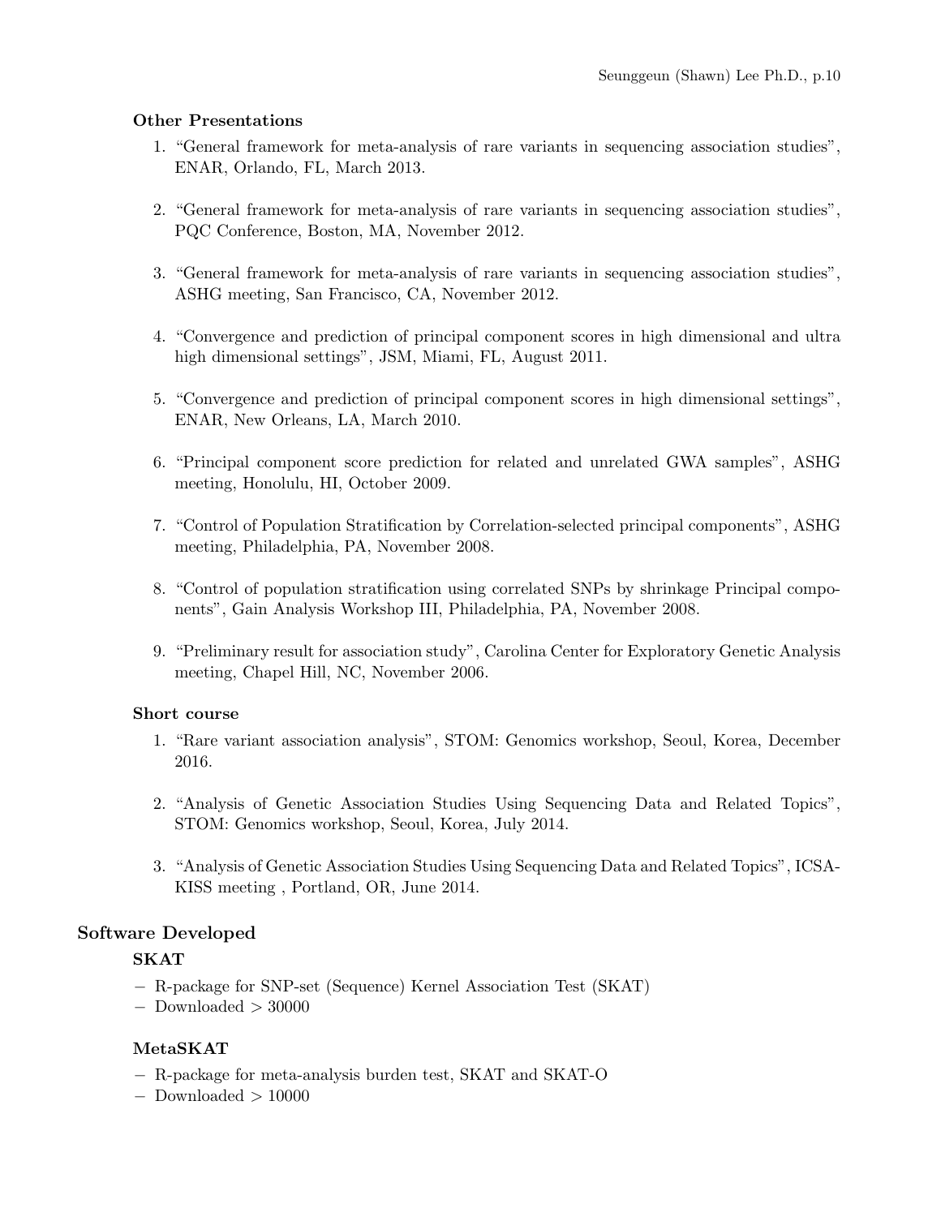### Other Presentations

1. "General framework for meta-analysis of rare variants in sequencing association studies", ENAR, Orlando, FL, March 2013.

2. "General framework for meta-analysis of rare variants in sequencing association studies", PQC Conference, Boston, MA, November 2012.

3. "General framework for meta-analysis of rare variants in sequencing association studies", ASHG meeting, San Francisco, CA, November 2012.

4. "Convergence and prediction of principal component scores in high dimensional and ultra high dimensional settings", JSM, Miami, FL, August 2011.

5. "Convergence and prediction of principal component scores in high dimensional settings", ENAR, New Orleans, LA, March 2010.

6. "Principal component score prediction for related and unrelated GWA samples", ASHG meeting, Honolulu, HI, October 2009.

7. "Control of Population Stratification by Correlation-selected principal components", ASHG meeting, Philadelphia, PA, November 2008.

8. "Control of population stratification using correlated SNPs by shrinkage Principal components", Gain Analysis Workshop III, Philadelphia, PA, November 2008.

9. "Preliminary result for association study", Carolina Center for Exploratory Genetic Analysis meeting, Chapel Hill, NC, November 2006.

### Short course

1. "Rare variant association analysis", STOM: Genomics workshop, Seoul, Korea, December 2016.

2. "Analysis of Genetic Association Studies Using Sequencing Data and Related Topics", STOM: Genomics workshop, Seoul, Korea, July 2014.

3. "Analysis of Genetic Association Studies Using Sequencing Data and Related Topics", ICSA-KISS meeting , Portland, OR, June 2014.

## Software Developed

### SKAT

- R-package for SNP-set (Sequence) Kernel Association Test (SKAT)
- Downloaded > 30000

### MetaSKAT

- R-package for meta-analysis burden test, SKAT and SKAT-O
- Downloaded > 10000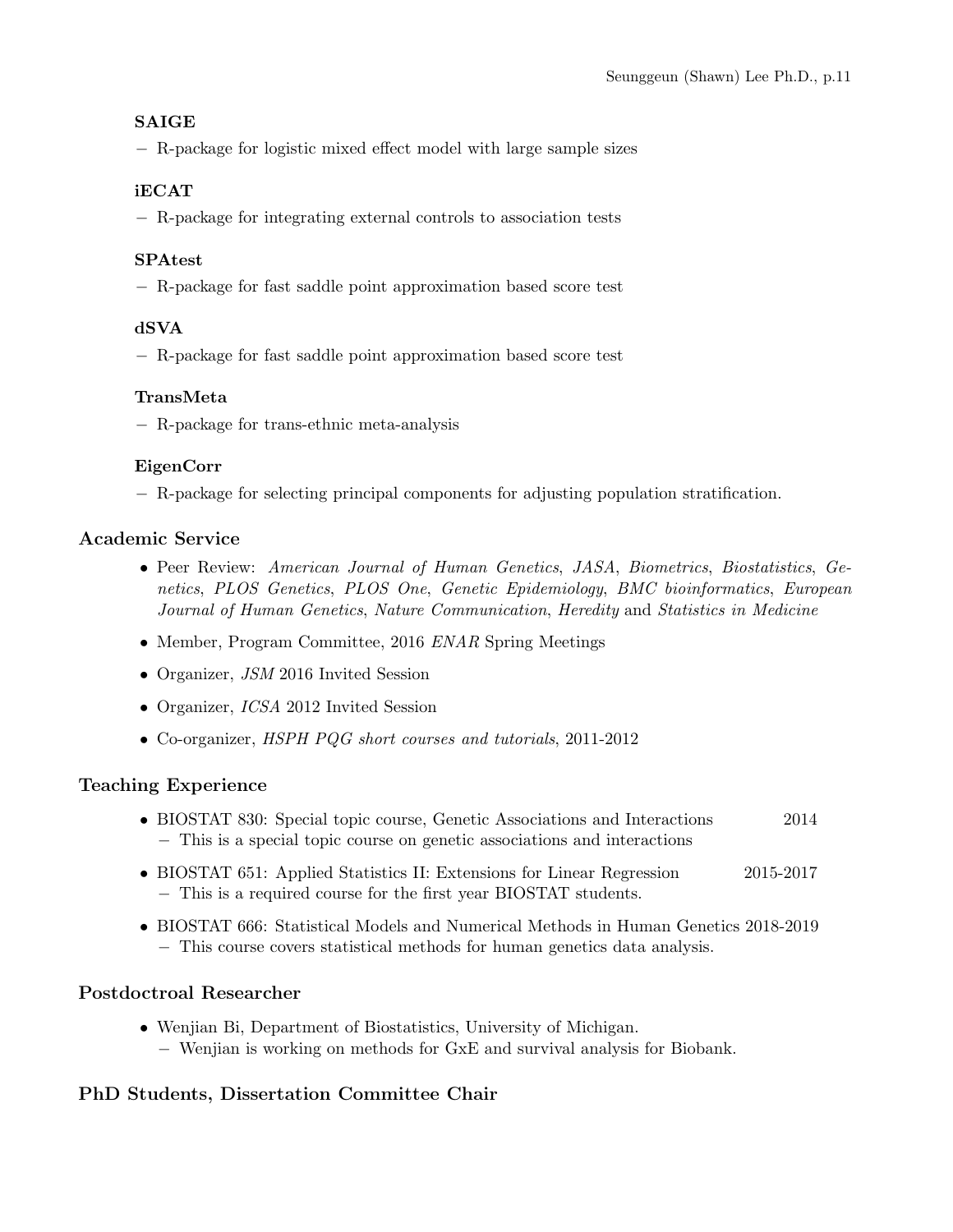**SAIGE**

− R-package for logistic mixed effect model with large sample sizes

**iECAT**

− R-package for integrating external controls to association tests

**SPAtest**

− R-package for fast saddle point approximation based score test

**dSVA**

− R-package for fast saddle point approximation based score test

**TransMeta**

− R-package for trans-ethnic meta-analysis

**EigenCorr**

− R-package for selecting principal components for adjusting population stratification.

## Academic Service

- Peer Review: *American Journal of Human Genetics*, *JASA*, *Biometrics*, *Biostatistics*, *Genetics*, *PLOS Genetics*, *PLOS One*, *Genetic Epidemiology*, *BMC bioinformatics*, *European Journal of Human Genetics*, *Nature Communication*, *Heredity* and *Statistics in Medicine*
- Member, Program Committee, 2016 *ENAR* Spring Meetings
- Organizer, *JSM* 2016 Invited Session
- Organizer, *ICSA* 2012 Invited Session
- Co-organizer, *HSPH PQG short courses and tutorials*, 2011-2012

## Teaching Experience

- BIOSTAT 830: Special topic course, Genetic Associations and Interactions 2014
  − This is a special topic course on genetic associations and interactions
- BIOSTAT 651: Applied Statistics II: Extensions for Linear Regression 2015-2017
  − This is a required course for the first year BIOSTAT students.
- BIOSTAT 666: Statistical Models and Numerical Methods in Human Genetics 2018-2019
  − This course covers statistical methods for human genetics data analysis.

## Postdoctroal Researcher

- Wenjian Bi, Department of Biostatistics, University of Michigan.
  − Wenjian is working on methods for GxE and survival analysis for Biobank.

## PhD Students, Dissertation Committee Chair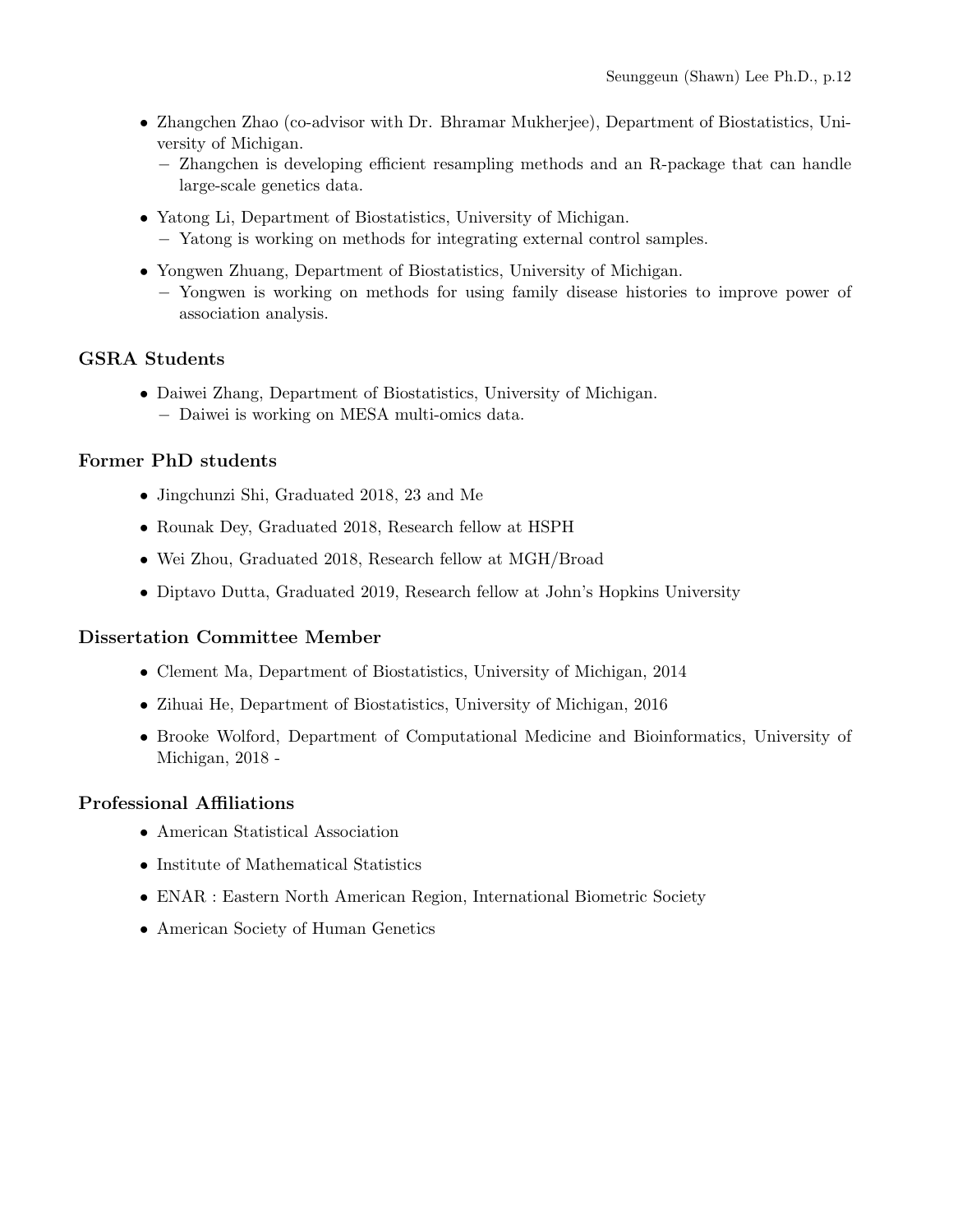- Zhangchen Zhao (co-advisor with Dr. Bhramar Mukherjee), Department of Biostatistics, University of Michigan.
  - Zhangchen is developing efficient resampling methods and an R-package that can handle large-scale genetics data.
- Yatong Li, Department of Biostatistics, University of Michigan.
  - Yatong is working on methods for integrating external control samples.
- Yongwen Zhuang, Department of Biostatistics, University of Michigan.
  - Yongwen is working on methods for using family disease histories to improve power of association analysis.

### GSRA Students

- Daiwei Zhang, Department of Biostatistics, University of Michigan.
  - Daiwei is working on MESA multi-omics data.

### Former PhD students

- Jingchunzi Shi, Graduated 2018, 23 and Me
- Rounak Dey, Graduated 2018, Research fellow at HSPH
- Wei Zhou, Graduated 2018, Research fellow at MGH/Broad
- Diptavo Dutta, Graduated 2019, Research fellow at John's Hopkins University

### Dissertation Committee Member

- Clement Ma, Department of Biostatistics, University of Michigan, 2014
- Zihuai He, Department of Biostatistics, University of Michigan, 2016
- Brooke Wolford, Department of Computational Medicine and Bioinformatics, University of Michigan, 2018 -

### Professional Affiliations

- American Statistical Association
- Institute of Mathematical Statistics
- ENAR : Eastern North American Region, International Biometric Society
- American Society of Human Genetics